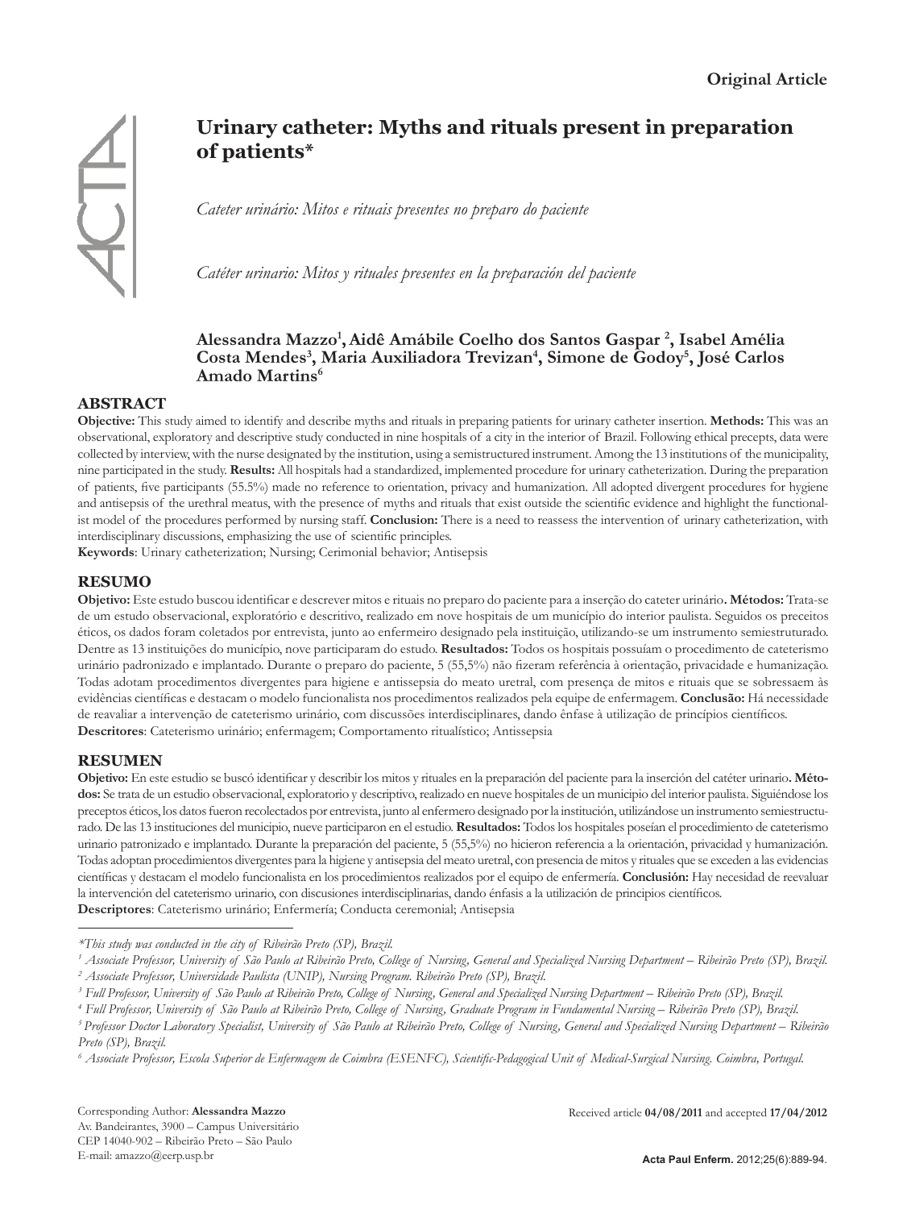Original Article

# Urinary catheter: Myths and rituals present in preparation of patients*

*Cateter urinário: Mitos e rituais presentes no preparo do paciente*

*Catéter urinario: Mitos y rituales presentes en la preparación del paciente*

**Alessandra Mazzo[1], Aidê Amábile Coelho dos Santos Gaspar [2], Isabel Amélia Costa Mendes[3], Maria Auxiliadora Trevizan[4], Simone de Godoy[5], José Carlos Amado Martins[6]**

## ABSTRACT

**Objective:** This study aimed to identify and describe myths and rituals in preparing patients for urinary catheter insertion. **Methods:** This was an observational, exploratory and descriptive study conducted in nine hospitals of a city in the interior of Brazil. Following ethical precepts, data were collected by interview, with the nurse designated by the institution, using a semistructured instrument. Among the 13 institutions of the municipality, nine participated in the study. **Results:** All hospitals had a standardized, implemented procedure for urinary catheterization. During the preparation of patients, five participants (55.5%) made no reference to orientation, privacy and humanization. All adopted divergent procedures for hygiene and antisepsis of the urethral meatus, with the presence of myths and rituals that exist outside the scientific evidence and highlight the functionalist model of the procedures performed by nursing staff. **Conclusion:** There is a need to reassess the intervention of urinary catheterization, with interdisciplinary discussions, emphasizing the use of scientific principles.

**Keywords**: Urinary catheterization; Nursing; Cerimonial behavior; Antisepsis

## RESUMO

**Objetivo:** Este estudo buscou identificar e descrever mitos e rituais no preparo do paciente para a inserção do cateter urinário**. Métodos:** Trata-se de um estudo observacional, exploratório e descritivo, realizado em nove hospitais de um município do interior paulista. Seguidos os preceitos éticos, os dados foram coletados por entrevista, junto ao enfermeiro designado pela instituição, utilizando-se um instrumento semiestruturado. Dentre as 13 instituições do município, nove participaram do estudo. **Resultados:** Todos os hospitais possuíam o procedimento de cateterismo urinário padronizado e implantado. Durante o preparo do paciente, 5 (55,5%) não fizeram referência à orientação, privacidade e humanização. Todas adotam procedimentos divergentes para higiene e antissepsia do meato uretral, com presença de mitos e rituais que se sobressaem às evidências científicas e destacam o modelo funcionalista nos procedimentos realizados pela equipe de enfermagem. **Conclusão:** Há necessidade de reavaliar a intervenção de cateterismo urinário, com discussões interdisciplinares, dando ênfase à utilização de princípios científicos.

**Descritores**: Cateterismo urinário; enfermagem; Comportamento ritualístico; Antissepsia

## RESUMEN

**Objetivo:** En este estudio se buscó identificar y describir los mitos y rituales en la preparación del paciente para la inserción del catéter urinario**. Métodos:** Se trata de un estudio observacional, exploratorio y descriptivo, realizado en nueve hospitales de un municipio del interior paulista. Siguiéndose los preceptos éticos, los datos fueron recolectados por entrevista, junto al enfermero designado por la institución, utilizándose un instrumento semiestructurado. De las 13 instituciones del municipio, nueve participaron en el estudio. **Resultados:** Todos los hospitales poseían el procedimiento de cateterismo urinario patronizado e implantado. Durante la preparación del paciente, 5 (55,5%) no hicieron referencia a la orientación, privacidad y humanización. Todas adoptan procedimientos divergentes para la higiene y antisepsia del meato uretral, con presencia de mitos y rituales que se exceden a las evidencias científicas y destacam el modelo funcionalista en los procedimientos realizados por el equipo de enfermería. **Conclusión:** Hay necesidad de reevaluar la intervención del cateterismo urinario, con discusiones interdisciplinarias, dando énfasis a la utilización de principios científicos.

**Descriptores**: Cateterismo urinário; Enfermería; Conducta ceremonial; Antisepsia

---

*\*This study was conducted in the city of Ribeirão Preto (SP), Brazil.*

*[1] Associate Professor, University of São Paulo at Ribeirão Preto, College of Nursing, General and Specialized Nursing Department – Ribeirão Preto (SP), Brazil.*

*[2] Associate Professor, Universidade Paulista (UNIP), Nursing Program. Ribeirão Preto (SP), Brazil.*

*[3] Full Professor, University of São Paulo at Ribeirão Preto, College of Nursing, General and Specialized Nursing Department – Ribeirão Preto (SP), Brazil.*

*[4] Full Professor, University of São Paulo at Ribeirão Preto, College of Nursing, Graduate Program in Fundamental Nursing – Ribeirão Preto (SP), Brazil.*

*[5] Professor Doctor Laboratory Specialist, University of São Paulo at Ribeirão Preto, College of Nursing, General and Specialized Nursing Department – Ribeirão Preto (SP), Brazil.*

*[6] Associate Professor, Escola Superior de Enfermagem de Coimbra (ESENFC), Scientific-Pedagogical Unit of Medical-Surgical Nursing. Coimbra, Portugal.*

Corresponding Author: **Alessandra Mazzo**
Av. Bandeirantes, 3900 – Campus Universitário
CEP 14040-902 – Ribeirão Preto – São Paulo
E-mail: amazzo@eerp.usp.br

Received article **04/08/2011** and accepted **17/04/2012**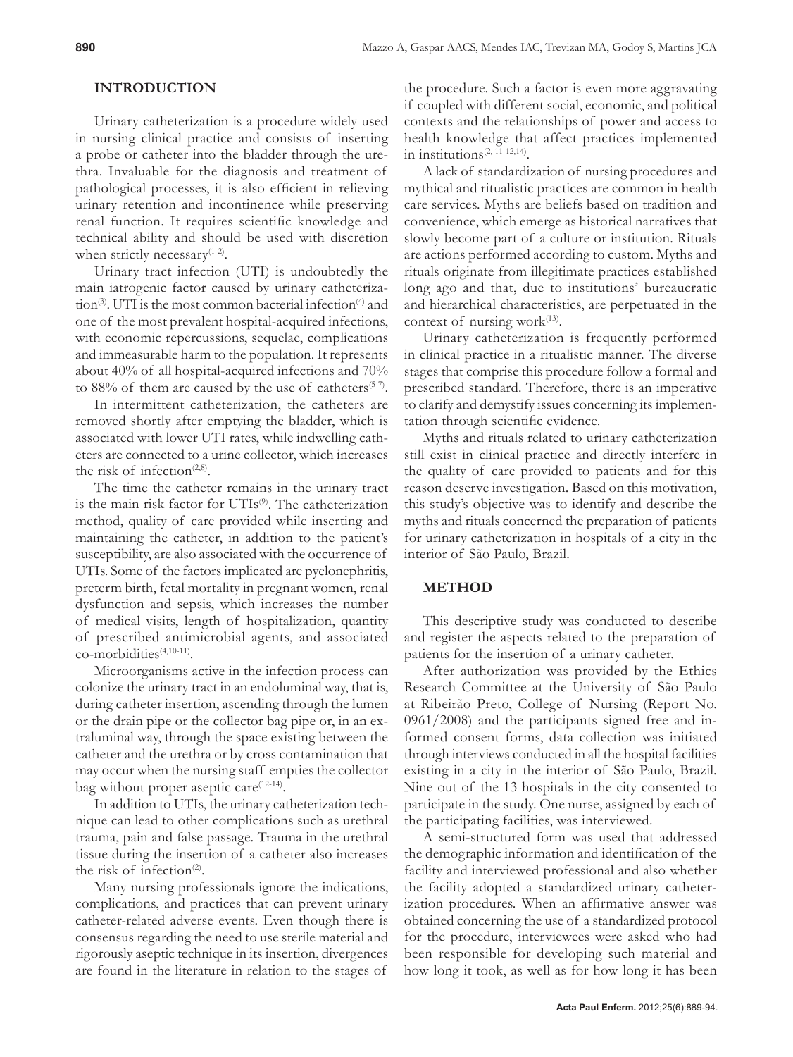## INTRODUCTION

Urinary catheterization is a procedure widely used in nursing clinical practice and consists of inserting a probe or catheter into the bladder through the urethra. Invaluable for the diagnosis and treatment of pathological processes, it is also efficient in relieving urinary retention and incontinence while preserving renal function. It requires scientific knowledge and technical ability and should be used with discretion when strictly necessary[1-2].

Urinary tract infection (UTI) is undoubtedly the main iatrogenic factor caused by urinary catheterization[3]. UTI is the most common bacterial infection[4] and one of the most prevalent hospital-acquired infections, with economic repercussions, sequelae, complications and immeasurable harm to the population. It represents about 40% of all hospital-acquired infections and 70% to 88% of them are caused by the use of catheters[5-7].

In intermittent catheterization, the catheters are removed shortly after emptying the bladder, which is associated with lower UTI rates, while indwelling catheters are connected to a urine collector, which increases the risk of infection[2,8].

The time the catheter remains in the urinary tract is the main risk factor for UTIs[9]. The catheterization method, quality of care provided while inserting and maintaining the catheter, in addition to the patient's susceptibility, are also associated with the occurrence of UTIs. Some of the factors implicated are pyelonephritis, preterm birth, fetal mortality in pregnant women, renal dysfunction and sepsis, which increases the number of medical visits, length of hospitalization, quantity of prescribed antimicrobial agents, and associated co-morbidities[4,10-11].

Microorganisms active in the infection process can colonize the urinary tract in an endoluminal way, that is, during catheter insertion, ascending through the lumen or the drain pipe or the collector bag pipe or, in an extraluminal way, through the space existing between the catheter and the urethra or by cross contamination that may occur when the nursing staff empties the collector bag without proper aseptic care[12-14].

In addition to UTIs, the urinary catheterization technique can lead to other complications such as urethral trauma, pain and false passage. Trauma in the urethral tissue during the insertion of a catheter also increases the risk of infection[2].

Many nursing professionals ignore the indications, complications, and practices that can prevent urinary catheter-related adverse events. Even though there is consensus regarding the need to use sterile material and rigorously aseptic technique in its insertion, divergences are found in the literature in relation to the stages of the procedure. Such a factor is even more aggravating if coupled with different social, economic, and political contexts and the relationships of power and access to health knowledge that affect practices implemented in institutions[2, 11-12,14].

A lack of standardization of nursing procedures and mythical and ritualistic practices are common in health care services. Myths are beliefs based on tradition and convenience, which emerge as historical narratives that slowly become part of a culture or institution. Rituals are actions performed according to custom. Myths and rituals originate from illegitimate practices established long ago and that, due to institutions' bureaucratic and hierarchical characteristics, are perpetuated in the context of nursing work[13].

Urinary catheterization is frequently performed in clinical practice in a ritualistic manner. The diverse stages that comprise this procedure follow a formal and prescribed standard. Therefore, there is an imperative to clarify and demystify issues concerning its implementation through scientific evidence.

Myths and rituals related to urinary catheterization still exist in clinical practice and directly interfere in the quality of care provided to patients and for this reason deserve investigation. Based on this motivation, this study's objective was to identify and describe the myths and rituals concerned the preparation of patients for urinary catheterization in hospitals of a city in the interior of São Paulo, Brazil.

## METHOD

This descriptive study was conducted to describe and register the aspects related to the preparation of patients for the insertion of a urinary catheter.

After authorization was provided by the Ethics Research Committee at the University of São Paulo at Ribeirão Preto, College of Nursing (Report No. 0961/2008) and the participants signed free and informed consent forms, data collection was initiated through interviews conducted in all the hospital facilities existing in a city in the interior of São Paulo, Brazil. Nine out of the 13 hospitals in the city consented to participate in the study. One nurse, assigned by each of the participating facilities, was interviewed.

A semi-structured form was used that addressed the demographic information and identification of the facility and interviewed professional and also whether the facility adopted a standardized urinary catheterization procedures. When an affirmative answer was obtained concerning the use of a standardized protocol for the procedure, interviewees were asked who had been responsible for developing such material and how long it took, as well as for how long it has been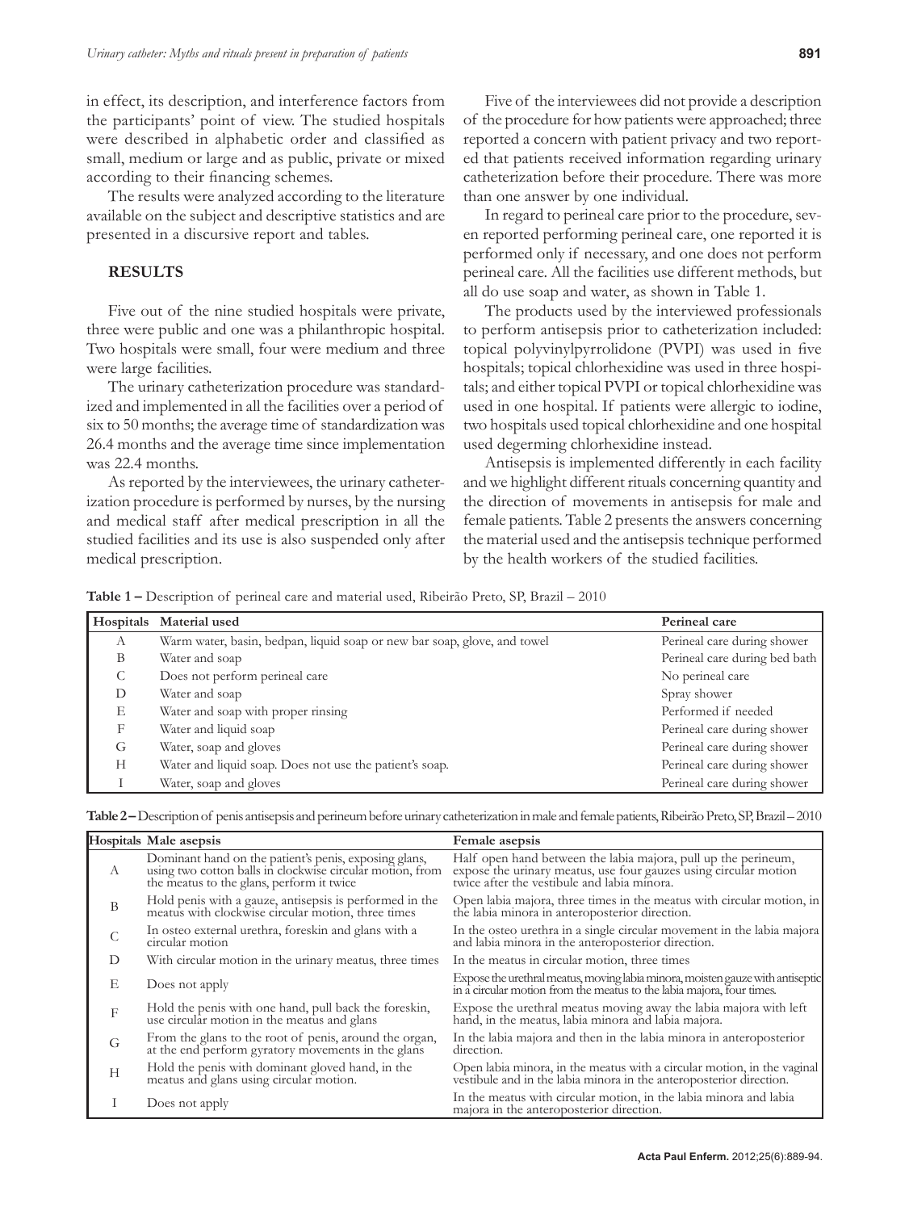in effect, its description, and interference factors from the participants' point of view. The studied hospitals were described in alphabetic order and classified as small, medium or large and as public, private or mixed according to their financing schemes.

The results were analyzed according to the literature available on the subject and descriptive statistics and are presented in a discursive report and tables.

## RESULTS

Five out of the nine studied hospitals were private, three were public and one was a philanthropic hospital. Two hospitals were small, four were medium and three were large facilities.

The urinary catheterization procedure was standardized and implemented in all the facilities over a period of six to 50 months; the average time of standardization was 26.4 months and the average time since implementation was 22.4 months.

As reported by the interviewees, the urinary catheterization procedure is performed by nurses, by the nursing and medical staff after medical prescription in all the studied facilities and its use is also suspended only after medical prescription.

Five of the interviewees did not provide a description of the procedure for how patients were approached; three reported a concern with patient privacy and two reported that patients received information regarding urinary catheterization before their procedure. There was more than one answer by one individual.

In regard to perineal care prior to the procedure, seven reported performing perineal care, one reported it is performed only if necessary, and one does not perform perineal care. All the facilities use different methods, but all do use soap and water, as shown in Table 1.

The products used by the interviewed professionals to perform antisepsis prior to catheterization included: topical polyvinylpyrrolidone (PVPI) was used in five hospitals; topical chlorhexidine was used in three hospitals; and either topical PVPI or topical chlorhexidine was used in one hospital. If patients were allergic to iodine, two hospitals used topical chlorhexidine and one hospital used degerming chlorhexidine instead.

Antisepsis is implemented differently in each facility and we highlight different rituals concerning quantity and the direction of movements in antisepsis for male and female patients. Table 2 presents the answers concerning the material used and the antisepsis technique performed by the health workers of the studied facilities.

**Table 1 –** Description of perineal care and material used, Ribeirão Preto, SP, Brazil – 2010

| Hospitals | Material used | Perineal care |
|---|---|---|
| A | Warm water, basin, bedpan, liquid soap or new bar soap, glove, and towel | Perineal care during shower |
| B | Water and soap | Perineal care during bed bath |
| C | Does not perform perineal care | No perineal care |
| D | Water and soap | Spray shower |
| E | Water and soap with proper rinsing | Performed if needed |
| F | Water and liquid soap | Perineal care during shower |
| G | Water, soap and gloves | Perineal care during shower |
| H | Water and liquid soap. Does not use the patient's soap. | Perineal care during shower |
| I | Water, soap and gloves | Perineal care during shower |

**Table 2 –** Description of penis antisepsis and perineum before urinary catheterization in male and female patients, Ribeirão Preto, SP, Brazil – 2010

| Hospitals | Male asepsis | Female asepsis |
|---|---|---|
| A | Dominant hand on the patient's penis, exposing glans, using two cotton balls in clockwise circular motion, from the meatus to the glans, perform it twice | Half open hand between the labia majora, pull up the perineum, expose the urinary meatus, use four gauzes using circular motion twice after the vestibule and labia minora. |
| B | Hold penis with a gauze, antisepsis is performed in the meatus with clockwise circular motion, three times | Open labia majora, three times in the meatus with circular motion, in the labia minora in anteroposterior direction. |
| C | In osteo external urethra, foreskin and glans with a circular motion | In the osteo urethra in a single circular movement in the labia majora and labia minora in the anteroposterior direction. |
| D | With circular motion in the urinary meatus, three times | In the meatus in circular motion, three times |
| E | Does not apply | Expose the urethral meatus, moving labia minora, moisten gauze with antiseptic in a circular motion from the meatus to the labia majora, four times. |
| F | Hold the penis with one hand, pull back the foreskin, use circular motion in the meatus and glans | Expose the urethral meatus moving away the labia majora with left hand, in the meatus, labia minora and labia majora. |
| G | From the glans to the root of penis, around the organ, at the end perform gyratory movements in the glans | In the labia majora and then in the labia minora in anteroposterior direction. |
| H | Hold the penis with dominant gloved hand, in the meatus and glans using circular motion. | Open labia minora, in the meatus with a circular motion, in the vaginal vestibule and in the labia minora in the anteroposterior direction. |
| I | Does not apply | In the meatus with circular motion, in the labia minora and labia majora in the anteroposterior direction. |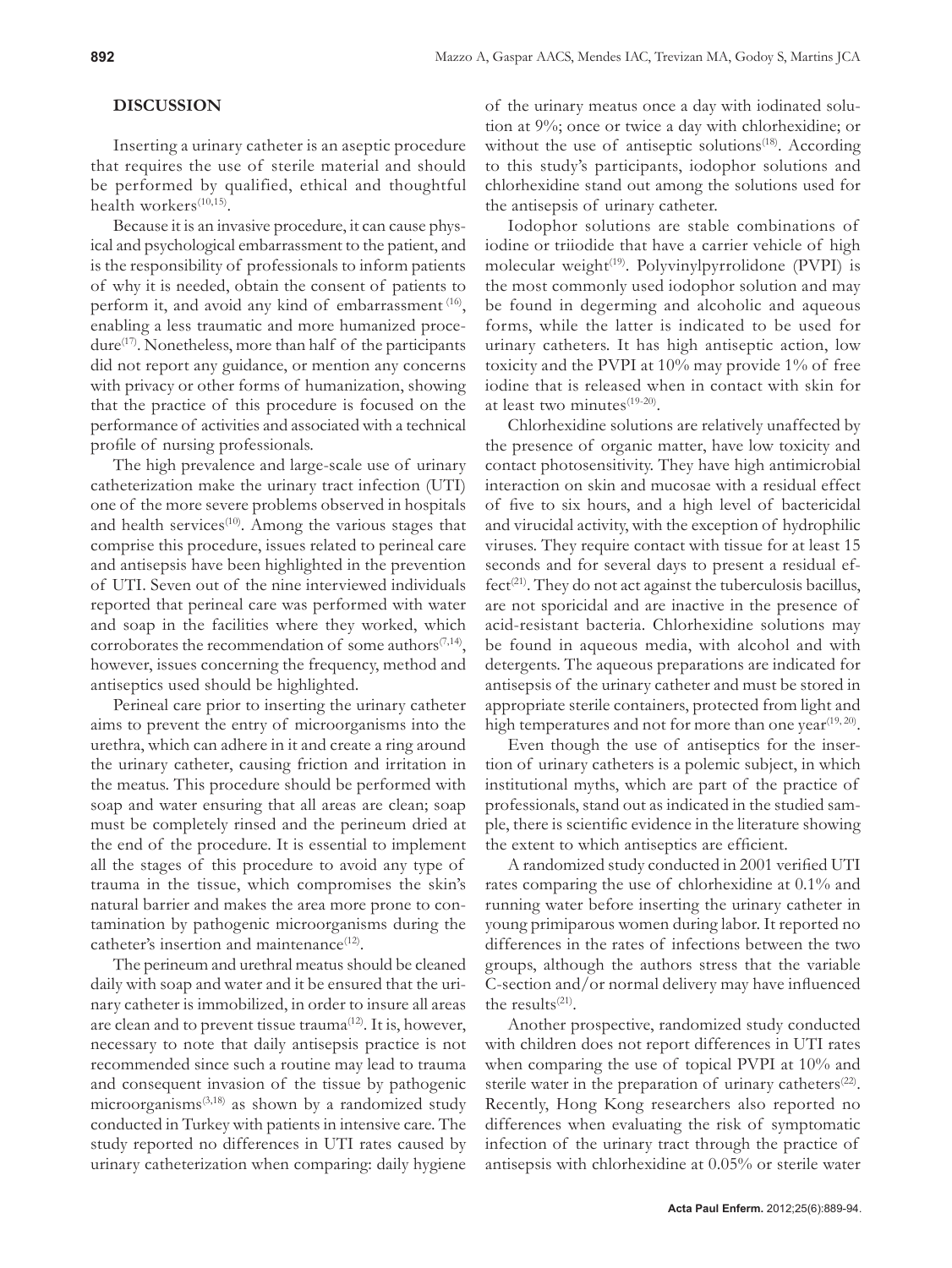## DISCUSSION

Inserting a urinary catheter is an aseptic procedure that requires the use of sterile material and should be performed by qualified, ethical and thoughtful health workers[10,15].

Because it is an invasive procedure, it can cause physical and psychological embarrassment to the patient, and is the responsibility of professionals to inform patients of why it is needed, obtain the consent of patients to perform it, and avoid any kind of embarrassment [16], enabling a less traumatic and more humanized procedure[17]. Nonetheless, more than half of the participants did not report any guidance, or mention any concerns with privacy or other forms of humanization, showing that the practice of this procedure is focused on the performance of activities and associated with a technical profile of nursing professionals.

The high prevalence and large-scale use of urinary catheterization make the urinary tract infection (UTI) one of the more severe problems observed in hospitals and health services[10]. Among the various stages that comprise this procedure, issues related to perineal care and antisepsis have been highlighted in the prevention of UTI. Seven out of the nine interviewed individuals reported that perineal care was performed with water and soap in the facilities where they worked, which corroborates the recommendation of some authors[7,14], however, issues concerning the frequency, method and antiseptics used should be highlighted.

Perineal care prior to inserting the urinary catheter aims to prevent the entry of microorganisms into the urethra, which can adhere in it and create a ring around the urinary catheter, causing friction and irritation in the meatus. This procedure should be performed with soap and water ensuring that all areas are clean; soap must be completely rinsed and the perineum dried at the end of the procedure. It is essential to implement all the stages of this procedure to avoid any type of trauma in the tissue, which compromises the skin's natural barrier and makes the area more prone to contamination by pathogenic microorganisms during the catheter's insertion and maintenance[12].

The perineum and urethral meatus should be cleaned daily with soap and water and it be ensured that the urinary catheter is immobilized, in order to insure all areas are clean and to prevent tissue trauma[12]. It is, however, necessary to note that daily antisepsis practice is not recommended since such a routine may lead to trauma and consequent invasion of the tissue by pathogenic microorganisms[3,18] as shown by a randomized study conducted in Turkey with patients in intensive care. The study reported no differences in UTI rates caused by urinary catheterization when comparing: daily hygiene of the urinary meatus once a day with iodinated solution at 9%; once or twice a day with chlorhexidine; or without the use of antiseptic solutions[18]. According to this study's participants, iodophor solutions and chlorhexidine stand out among the solutions used for the antisepsis of urinary catheter.

Iodophor solutions are stable combinations of iodine or triiodide that have a carrier vehicle of high molecular weight[19]. Polyvinylpyrrolidone (PVPI) is the most commonly used iodophor solution and may be found in degerming and alcoholic and aqueous forms, while the latter is indicated to be used for urinary catheters. It has high antiseptic action, low toxicity and the PVPI at 10% may provide 1% of free iodine that is released when in contact with skin for at least two minutes[19-20].

Chlorhexidine solutions are relatively unaffected by the presence of organic matter, have low toxicity and contact photosensitivity. They have high antimicrobial interaction on skin and mucosae with a residual effect of five to six hours, and a high level of bactericidal and virucidal activity, with the exception of hydrophilic viruses. They require contact with tissue for at least 15 seconds and for several days to present a residual effect[21]. They do not act against the tuberculosis bacillus, are not sporicidal and are inactive in the presence of acid-resistant bacteria. Chlorhexidine solutions may be found in aqueous media, with alcohol and with detergents. The aqueous preparations are indicated for antisepsis of the urinary catheter and must be stored in appropriate sterile containers, protected from light and high temperatures and not for more than one year[19, 20].

Even though the use of antiseptics for the insertion of urinary catheters is a polemic subject, in which institutional myths, which are part of the practice of professionals, stand out as indicated in the studied sample, there is scientific evidence in the literature showing the extent to which antiseptics are efficient.

A randomized study conducted in 2001 verified UTI rates comparing the use of chlorhexidine at 0.1% and running water before inserting the urinary catheter in young primiparous women during labor. It reported no differences in the rates of infections between the two groups, although the authors stress that the variable C-section and/or normal delivery may have influenced the results[21].

Another prospective, randomized study conducted with children does not report differences in UTI rates when comparing the use of topical PVPI at 10% and sterile water in the preparation of urinary catheters[22]. Recently, Hong Kong researchers also reported no differences when evaluating the risk of symptomatic infection of the urinary tract through the practice of antisepsis with chlorhexidine at 0.05% or sterile water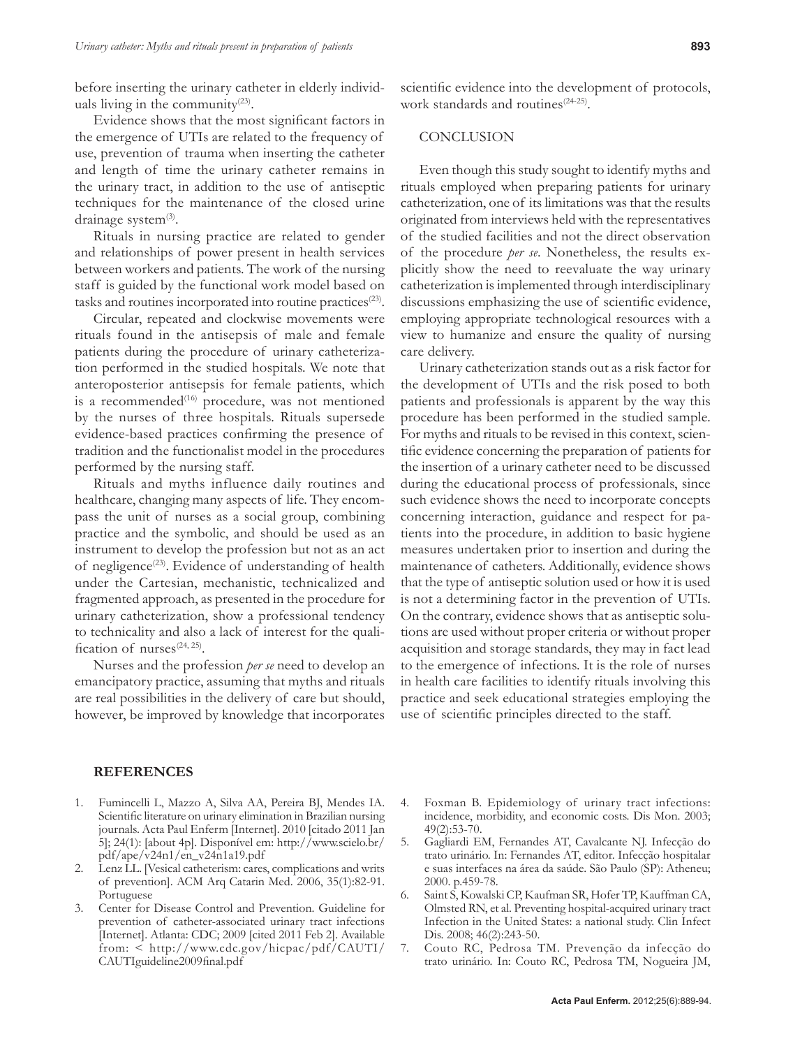before inserting the urinary catheter in elderly individuals living in the community[23].

Evidence shows that the most significant factors in the emergence of UTIs are related to the frequency of use, prevention of trauma when inserting the catheter and length of time the urinary catheter remains in the urinary tract, in addition to the use of antiseptic techniques for the maintenance of the closed urine drainage system[3].

Rituals in nursing practice are related to gender and relationships of power present in health services between workers and patients. The work of the nursing staff is guided by the functional work model based on tasks and routines incorporated into routine practices[23].

Circular, repeated and clockwise movements were rituals found in the antisepsis of male and female patients during the procedure of urinary catheterization performed in the studied hospitals. We note that anteroposterior antisepsis for female patients, which is a recommended[16] procedure, was not mentioned by the nurses of three hospitals. Rituals supersede evidence-based practices confirming the presence of tradition and the functionalist model in the procedures performed by the nursing staff.

Rituals and myths influence daily routines and healthcare, changing many aspects of life. They encompass the unit of nurses as a social group, combining practice and the symbolic, and should be used as an instrument to develop the profession but not as an act of negligence[23]. Evidence of understanding of health under the Cartesian, mechanistic, technicalized and fragmented approach, as presented in the procedure for urinary catheterization, show a professional tendency to technicality and also a lack of interest for the qualification of nurses[24, 25].

Nurses and the profession *per se* need to develop an emancipatory practice, assuming that myths and rituals are real possibilities in the delivery of care but should, however, be improved by knowledge that incorporates scientific evidence into the development of protocols, work standards and routines[24-25].

## CONCLUSION

Even though this study sought to identify myths and rituals employed when preparing patients for urinary catheterization, one of its limitations was that the results originated from interviews held with the representatives of the studied facilities and not the direct observation of the procedure *per se*. Nonetheless, the results explicitly show the need to reevaluate the way urinary catheterization is implemented through interdisciplinary discussions emphasizing the use of scientific evidence, employing appropriate technological resources with a view to humanize and ensure the quality of nursing care delivery.

Urinary catheterization stands out as a risk factor for the development of UTIs and the risk posed to both patients and professionals is apparent by the way this procedure has been performed in the studied sample. For myths and rituals to be revised in this context, scientific evidence concerning the preparation of patients for the insertion of a urinary catheter need to be discussed during the educational process of professionals, since such evidence shows the need to incorporate concepts concerning interaction, guidance and respect for patients into the procedure, in addition to basic hygiene measures undertaken prior to insertion and during the maintenance of catheters. Additionally, evidence shows that the type of antiseptic solution used or how it is used is not a determining factor in the prevention of UTIs. On the contrary, evidence shows that as antiseptic solutions are used without proper criteria or without proper acquisition and storage standards, they may in fact lead to the emergence of infections. It is the role of nurses in health care facilities to identify rituals involving this practice and seek educational strategies employing the use of scientific principles directed to the staff.

## REFERENCES

1. Fumincelli L, Mazzo A, Silva AA, Pereira BJ, Mendes IA. Scientific literature on urinary elimination in Brazilian nursing journals. Acta Paul Enferm [Internet]. 2010 [citado 2011 Jan 5]; 24(1): [about 4p]. Disponível em: http://www.scielo.br/pdf/ape/v24n1/en_v24n1a19.pdf
2. Lenz LL. [Vesical catheterism: cares, complications and writs of prevention]. ACM Arq Catarin Med. 2006, 35(1):82-91. Portuguese
3. Center for Disease Control and Prevention. Guideline for prevention of catheter-associated urinary tract infections [Internet]. Atlanta: CDC; 2009 [cited 2011 Feb 2]. Available from: < http://www.cdc.gov/hicpac/pdf/CAUTI/CAUTIguideline2009final.pdf
4. Foxman B. Epidemiology of urinary tract infections: incidence, morbidity, and economic costs. Dis Mon. 2003; 49(2):53-70.
5. Gagliardi EM, Fernandes AT, Cavalcante NJ. Infecção do trato urinário. In: Fernandes AT, editor. Infecção hospitalar e suas interfaces na área da saúde. São Paulo (SP): Atheneu; 2000. p.459-78.
6. Saint S, Kowalski CP, Kaufman SR, Hofer TP, Kauffman CA, Olmsted RN, et al. Preventing hospital-acquired urinary tract Infection in the United States: a national study. Clin Infect Dis. 2008; 46(2):243-50.
7. Couto RC, Pedrosa TM. Prevenção da infecção do trato urinário. In: Couto RC, Pedrosa TM, Nogueira JM,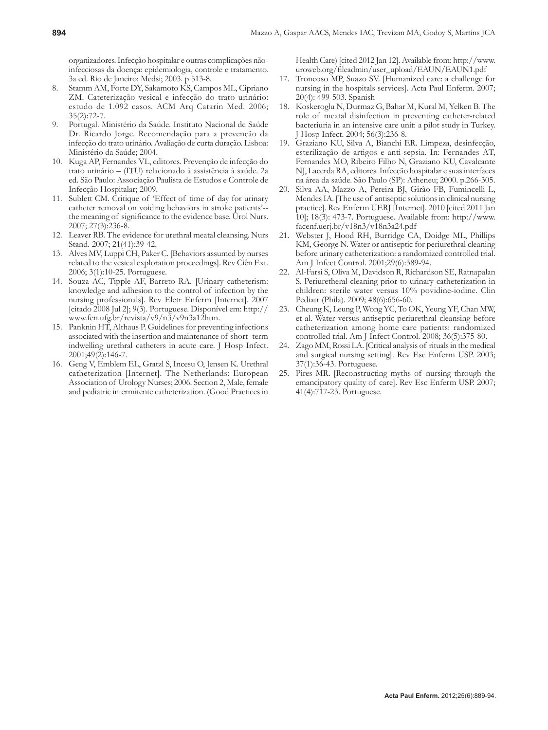organizadores. Infecção hospitalar e outras complicações não-infecciosas da doença: epidemiologia, controle e tratamento. 3a ed. Rio de Janeiro: Medsi; 2003. p 513-8.

8. Stamm AM, Forte DY, Sakamoto KS, Campos ML, Cipriano ZM. Cateterização vesical e infecção do trato urinário: estudo de 1.092 casos. ACM Arq Catarin Med. 2006; 35(2):72-7.
9. Portugal. Ministério da Saúde. Instituto Nacional de Saúde Dr. Ricardo Jorge. Recomendação para a prevenção da infecção do trato urinário. Avaliação de curta duração. Lisboa: Ministério da Saúde; 2004.
10. Kuga AP, Fernandes VL, editores. Prevenção de infecção do trato urinário – (ITU) relacionado à assistência à saúde. 2a ed. São Paulo: Associação Paulista de Estudos e Controle de Infecção Hospitalar; 2009.
11. Sublett CM. Critique of 'Effect of time of day for urinary catheter removal on voiding behaviors in stroke patients'--the meaning of significance to the evidence base. Urol Nurs. 2007; 27(3):236-8.
12. Leaver RB. The evidence for urethral meatal cleansing. Nurs Stand. 2007; 21(41):39-42.
13. Alves MV, Luppi CH, Paker C. [Behaviors assumed by nurses related to the vesical exploration proceedings]. Rev Ciên Ext. 2006; 3(1):10-25. Portuguese.
14. Souza AC, Tipple AF, Barreto RA. [Urinary catheterism: knowledge and adhesion to the control of infection by the nursing professionals]. Rev Eletr Enferm [Internet]. 2007 [citado 2008 Jul 2]; 9(3). Portuguese. Disponível em: http://www.fen.ufg.br/revista/v9/n3/v9n3a12htm.
15. Panknin HT, Althaus P. Guidelines for preventing infections associated with the insertion and maintenance of short- term indwelling urethral catheters in acute care. J Hosp Infect. 2001;49(2):146-7.
16. Geng V, Emblem EL, Gratzl S, Incesu O, Jensen K. Urethral catheterization [Internet]. The Netherlands: European Association of Urology Nurses; 2006. Section 2, Male, female and pediatric intermitente catheterization. (Good Practices in Health Care) [cited 2012 Jan 12]. Available from: http://www.uroweb.org/fileadmin/user_upload/EAUN/EAUN1.pdf
17. Troncoso MP, Suazo SV. [Humanized care: a challenge for nursing in the hospitals services]. Acta Paul Enferm. 2007; 20(4): 499-503. Spanish
18. Koskeroglu N, Durmaz G, Bahar M, Kural M, Yelken B. The role of meatal disinfection in preventing catheter-related bacteriuria in an intensive care unit: a pilot study in Turkey. J Hosp Infect. 2004; 56(3):236-8.
19. Graziano KU, Silva A, Bianchi ER. Limpeza, desinfecção, esterilização de artigos e anti-sepsia. In: Fernandes AT, Fernandes MO, Ribeiro Filho N, Graziano KU, Cavalcante NJ, Lacerda RA, editores. Infecção hospitalar e suas interfaces na área da saúde. São Paulo (SP): Atheneu; 2000. p.266-305.
20. Silva AA, Mazzo A, Pereira BJ, Girão FB, Fumincelli L, Mendes IA. [The use of antiseptic solutions in clinical nursing practice]. Rev Enferm UERJ [Internet]. 2010 [cited 2011 Jan 10]; 18(3): 473-7. Portuguese. Available from: http://www.facenf.uerj.br/v18n3/v18n3a24.pdf
21. Webster J, Hood RH, Burridge CA, Doidge ML, Phillips KM, George N. Water or antiseptic for periurethral cleaning before urinary catheterization: a randomized controlled trial. Am J Infect Control. 2001;29(6):389-94.
22. Al-Farsi S, Oliva M, Davidson R, Richardson SE, Ratnapalan S. Periuretheral cleaning prior to urinary catheterization in children: sterile water versus 10% povidine-iodine. Clin Pediatr (Phila). 2009; 48(6):656-60.
23. Cheung K, Leung P, Wong YC, To OK, Yeung YF, Chan MW, et al. Water versus antiseptic periurethral cleansing before catheterization among home care patients: randomized controlled trial. Am J Infect Control. 2008; 36(5):375-80.
24. Zago MM, Rossi LA. [Critical analysis of rituals in the medical and surgical nursing setting]. Rev Esc Enferm USP. 2003; 37(1):36-43. Portuguese.
25. Pires MR. [Reconstructing myths of nursing through the emancipatory quality of care]. Rev Esc Enferm USP. 2007; 41(4):717-23. Portuguese.